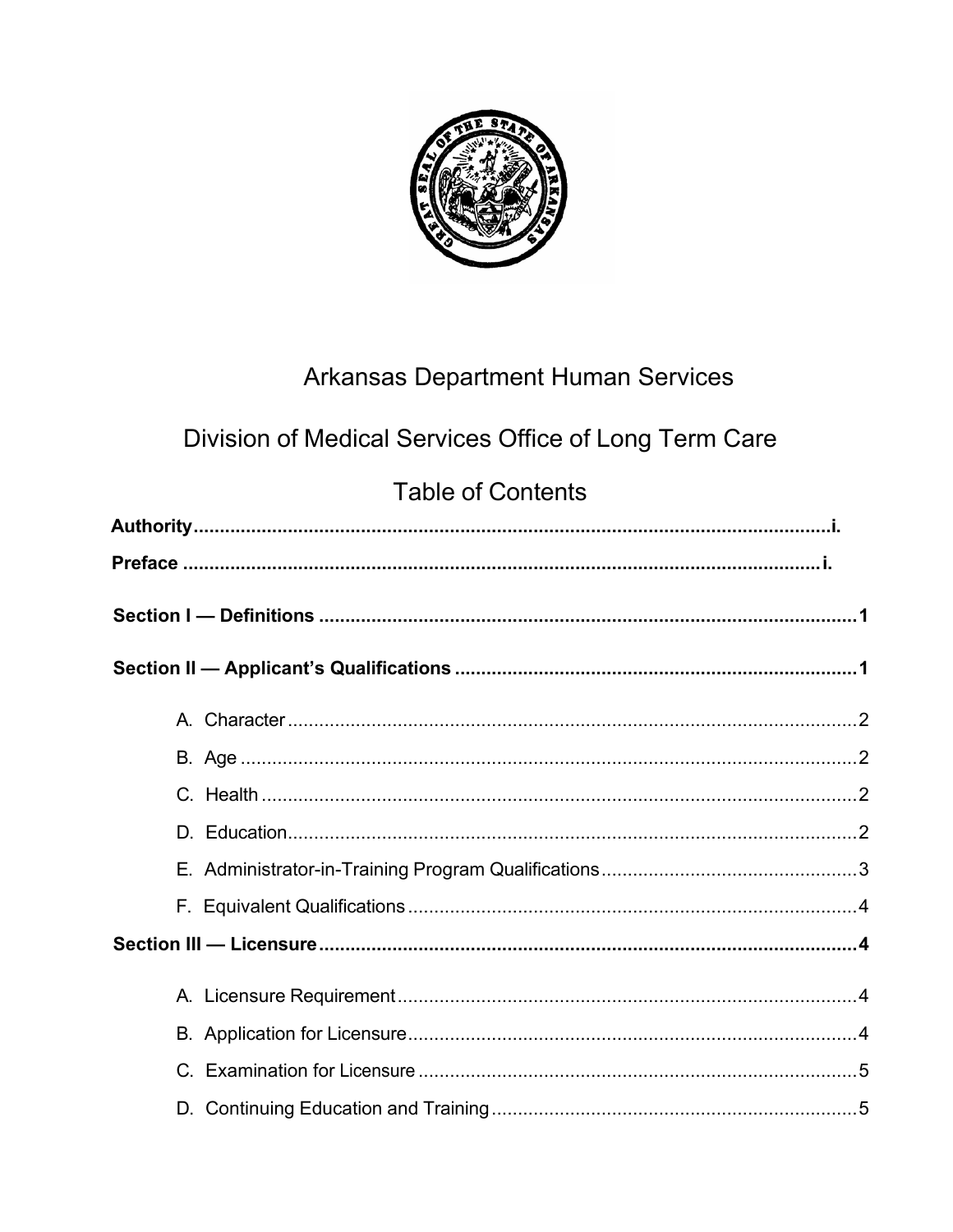# Arkansas Department Human Services

## Division of Medical Services Office of Long Term Care

## Table of Contents

**Authority** ........................................................................................................ **i.**

**Preface** ........................................................................................................ **i.**

**Section I — Definitions** ........................................................................................................ **1**

**Section II — Applicant's Qualifications** ........................................................................................................ **1**

- A. Character ........................................................................................................ 2
- B. Age ........................................................................................................ 2
- C. Health ........................................................................................................ 2
- D. Education ........................................................................................................ 2
- E. Administrator-in-Training Program Qualifications ........................................................................................................ 3
- F. Equivalent Qualifications ........................................................................................................ 4

**Section III — Licensure** ........................................................................................................ **4**

- A. Licensure Requirement ........................................................................................................ 4
- B. Application for Licensure ........................................................................................................ 4
- C. Examination for Licensure ........................................................................................................ 5
- D. Continuing Education and Training ........................................................................................................ 5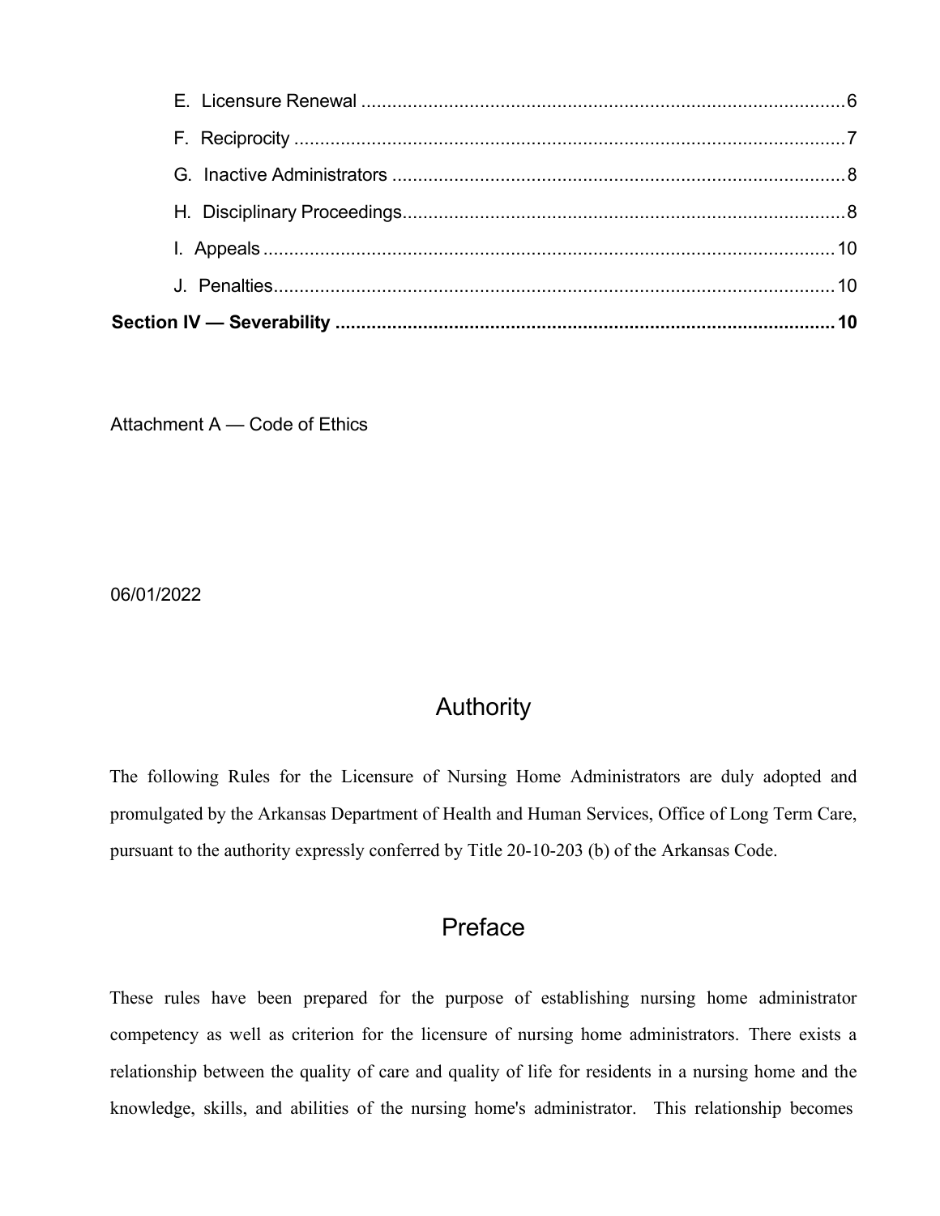E. Licensure Renewal ............................................................................................6

F. Reciprocity .........................................................................................................7

G. Inactive Administrators ......................................................................................8

H. Disciplinary Proceedings....................................................................................8

I. Appeals ..............................................................................................................10

J. Penalties............................................................................................................10

**Section IV — Severability ..................................................................................10**

Attachment A — Code of Ethics

06/01/2022

## Authority

The following Rules for the Licensure of Nursing Home Administrators are duly adopted and promulgated by the Arkansas Department of Health and Human Services, Office of Long Term Care, pursuant to the authority expressly conferred by Title 20-10-203 (b) of the Arkansas Code.

## Preface

These rules have been prepared for the purpose of establishing nursing home administrator competency as well as criterion for the licensure of nursing home administrators. There exists a relationship between the quality of care and quality of life for residents in a nursing home and the knowledge, skills, and abilities of the nursing home's administrator. This relationship becomes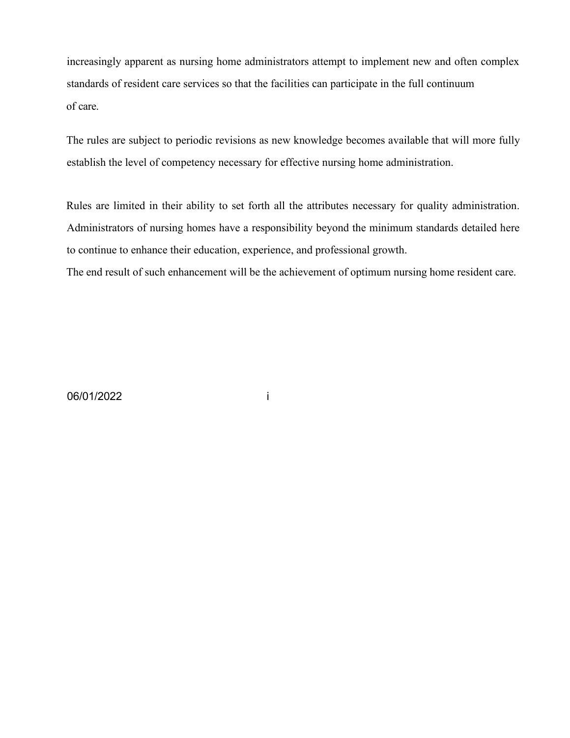increasingly apparent as nursing home administrators attempt to implement new and often complex standards of resident care services so that the facilities can participate in the full continuum of care.

The rules are subject to periodic revisions as new knowledge becomes available that will more fully establish the level of competency necessary for effective nursing home administration.

Rules are limited in their ability to set forth all the attributes necessary for quality administration. Administrators of nursing homes have a responsibility beyond the minimum standards detailed here to continue to enhance their education, experience, and professional growth.

The end result of such enhancement will be the achievement of optimum nursing home resident care.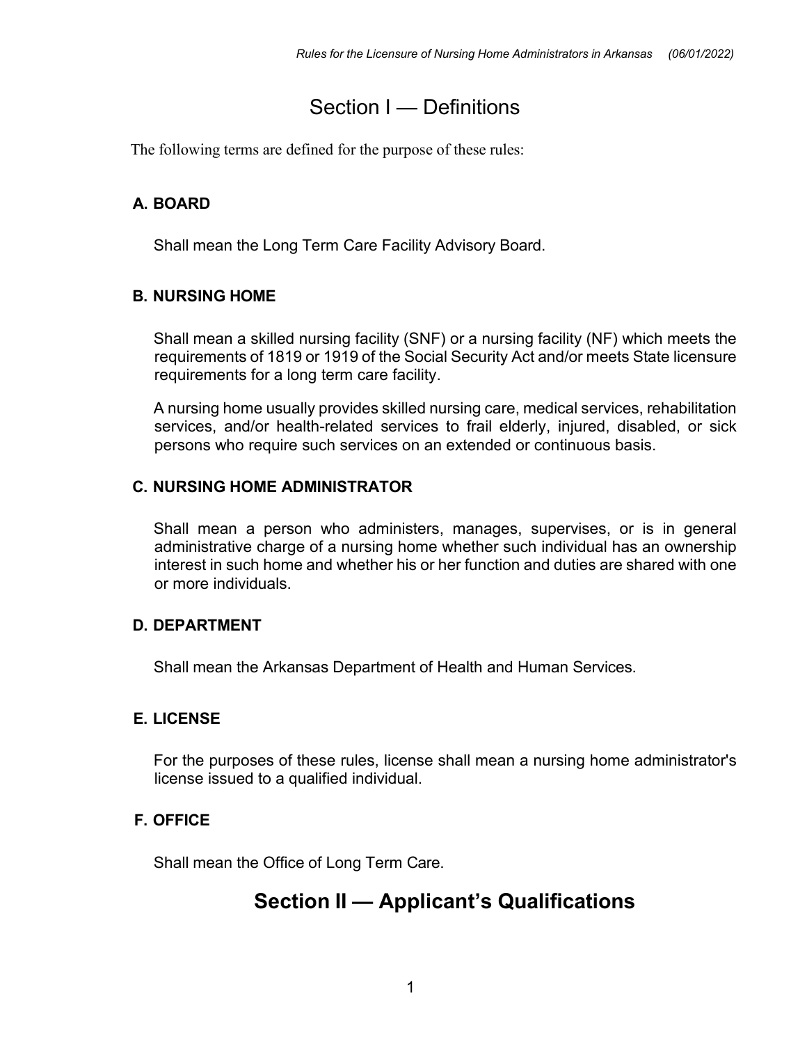# Section I — Definitions

The following terms are defined for the purpose of these rules:

### A. BOARD

Shall mean the Long Term Care Facility Advisory Board.

### B. NURSING HOME

Shall mean a skilled nursing facility (SNF) or a nursing facility (NF) which meets the requirements of 1819 or 1919 of the Social Security Act and/or meets State licensure requirements for a long term care facility.

A nursing home usually provides skilled nursing care, medical services, rehabilitation services, and/or health-related services to frail elderly, injured, disabled, or sick persons who require such services on an extended or continuous basis.

### C. NURSING HOME ADMINISTRATOR

Shall mean a person who administers, manages, supervises, or is in general administrative charge of a nursing home whether such individual has an ownership interest in such home and whether his or her function and duties are shared with one or more individuals.

### D. DEPARTMENT

Shall mean the Arkansas Department of Health and Human Services.

### E. LICENSE

For the purposes of these rules, license shall mean a nursing home administrator's license issued to a qualified individual.

### F. OFFICE

Shall mean the Office of Long Term Care.

# Section II — Applicant's Qualifications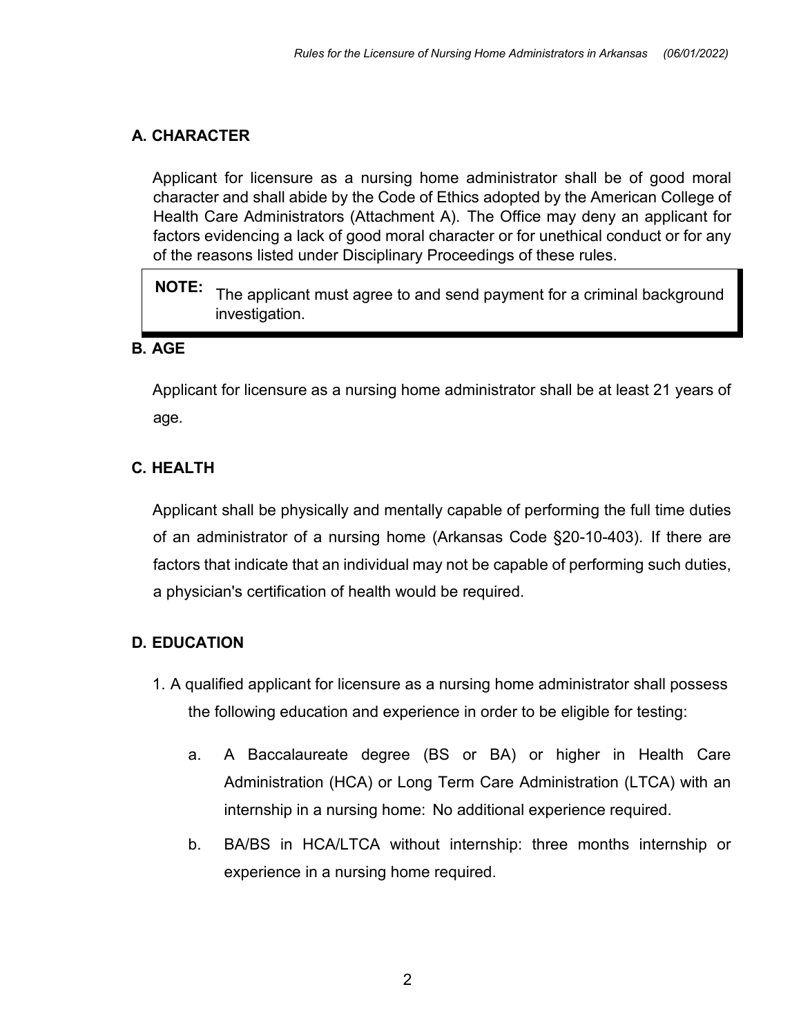### A. CHARACTER

Applicant for licensure as a nursing home administrator shall be of good moral character and shall abide by the Code of Ethics adopted by the American College of Health Care Administrators (Attachment A). The Office may deny an applicant for factors evidencing a lack of good moral character or for unethical conduct or for any of the reasons listed under Disciplinary Proceedings of these rules.

> **NOTE:** The applicant must agree to and send payment for a criminal background investigation.

### B. AGE

Applicant for licensure as a nursing home administrator shall be at least 21 years of age.

### C. HEALTH

Applicant shall be physically and mentally capable of performing the full time duties of an administrator of a nursing home (Arkansas Code §20-10-403). If there are factors that indicate that an individual may not be capable of performing such duties, a physician's certification of health would be required.

### D. EDUCATION

1. A qualified applicant for licensure as a nursing home administrator shall possess the following education and experience in order to be eligible for testing:

   a. A Baccalaureate degree (BS or BA) or higher in Health Care Administration (HCA) or Long Term Care Administration (LTCA) with an internship in a nursing home: No additional experience required.

   b. BA/BS in HCA/LTCA without internship: three months internship or experience in a nursing home required.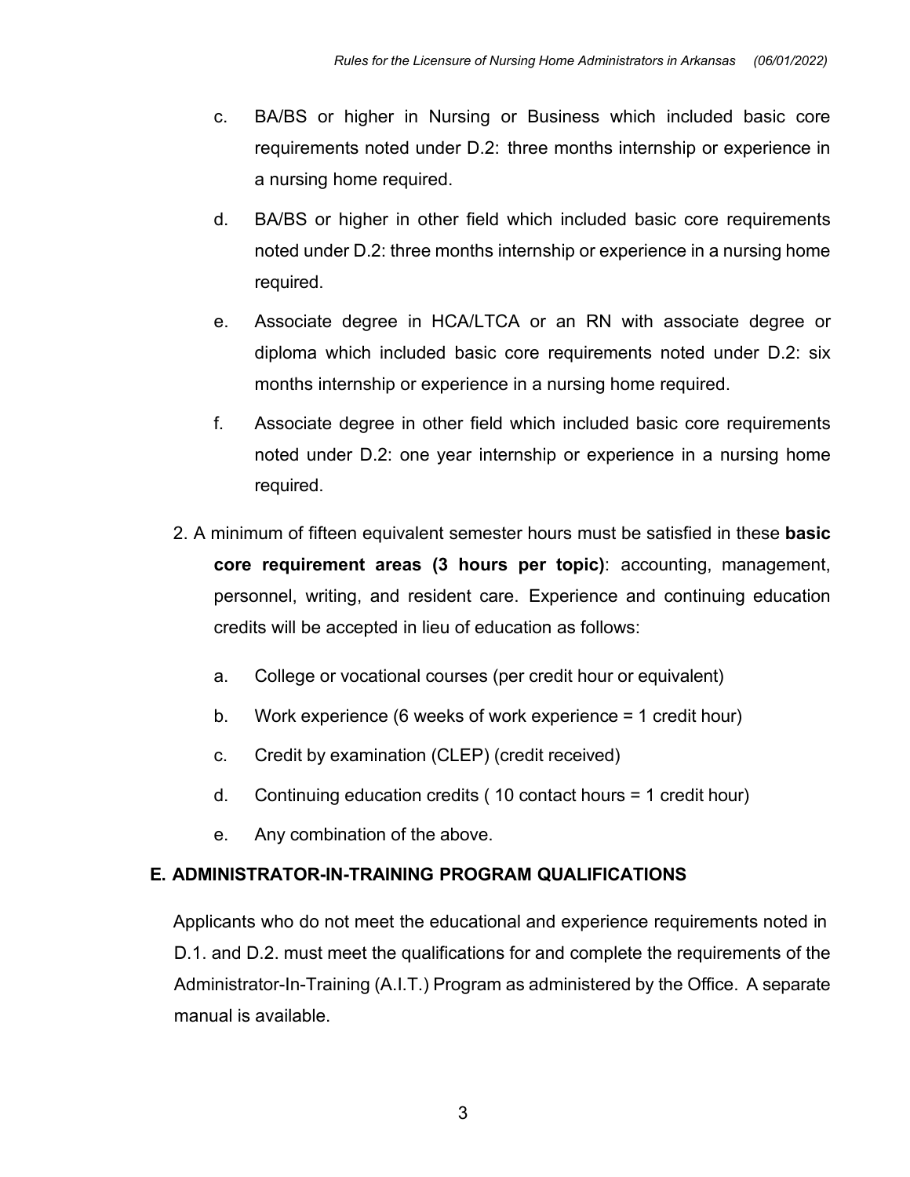c. BA/BS or higher in Nursing or Business which included basic core requirements noted under D.2: three months internship or experience in a nursing home required.

d. BA/BS or higher in other field which included basic core requirements noted under D.2: three months internship or experience in a nursing home required.

e. Associate degree in HCA/LTCA or an RN with associate degree or diploma which included basic core requirements noted under D.2: six months internship or experience in a nursing home required.

f. Associate degree in other field which included basic core requirements noted under D.2: one year internship or experience in a nursing home required.

2. A minimum of fifteen equivalent semester hours must be satisfied in these **basic core requirement areas (3 hours per topic)**: accounting, management, personnel, writing, and resident care. Experience and continuing education credits will be accepted in lieu of education as follows:

   a. College or vocational courses (per credit hour or equivalent)

   b. Work experience (6 weeks of work experience = 1 credit hour)

   c. Credit by examination (CLEP) (credit received)

   d. Continuing education credits ( 10 contact hours = 1 credit hour)

   e. Any combination of the above.

## E. ADMINISTRATOR-IN-TRAINING PROGRAM QUALIFICATIONS

Applicants who do not meet the educational and experience requirements noted in D.1. and D.2. must meet the qualifications for and complete the requirements of the Administrator-In-Training (A.I.T.) Program as administered by the Office. A separate manual is available.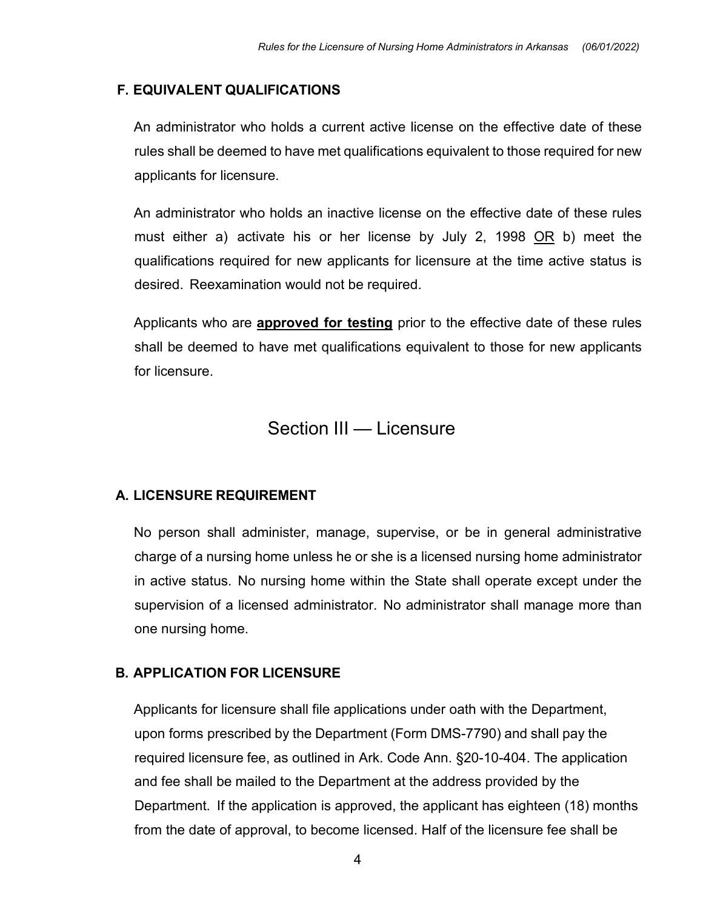### F. EQUIVALENT QUALIFICATIONS

An administrator who holds a current active license on the effective date of these rules shall be deemed to have met qualifications equivalent to those required for new applicants for licensure.

An administrator who holds an inactive license on the effective date of these rules must either a) activate his or her license by July 2, 1998 <u>OR</u> b) meet the qualifications required for new applicants for licensure at the time active status is desired. Reexamination would not be required.

Applicants who are <u>**approved for testing**</u> prior to the effective date of these rules shall be deemed to have met qualifications equivalent to those for new applicants for licensure.

## Section III — Licensure

### A. LICENSURE REQUIREMENT

No person shall administer, manage, supervise, or be in general administrative charge of a nursing home unless he or she is a licensed nursing home administrator in active status. No nursing home within the State shall operate except under the supervision of a licensed administrator. No administrator shall manage more than one nursing home.

### B. APPLICATION FOR LICENSURE

Applicants for licensure shall file applications under oath with the Department, upon forms prescribed by the Department (Form DMS-7790) and shall pay the required licensure fee, as outlined in Ark. Code Ann. §20-10-404. The application and fee shall be mailed to the Department at the address provided by the Department. If the application is approved, the applicant has eighteen (18) months from the date of approval, to become licensed. Half of the licensure fee shall be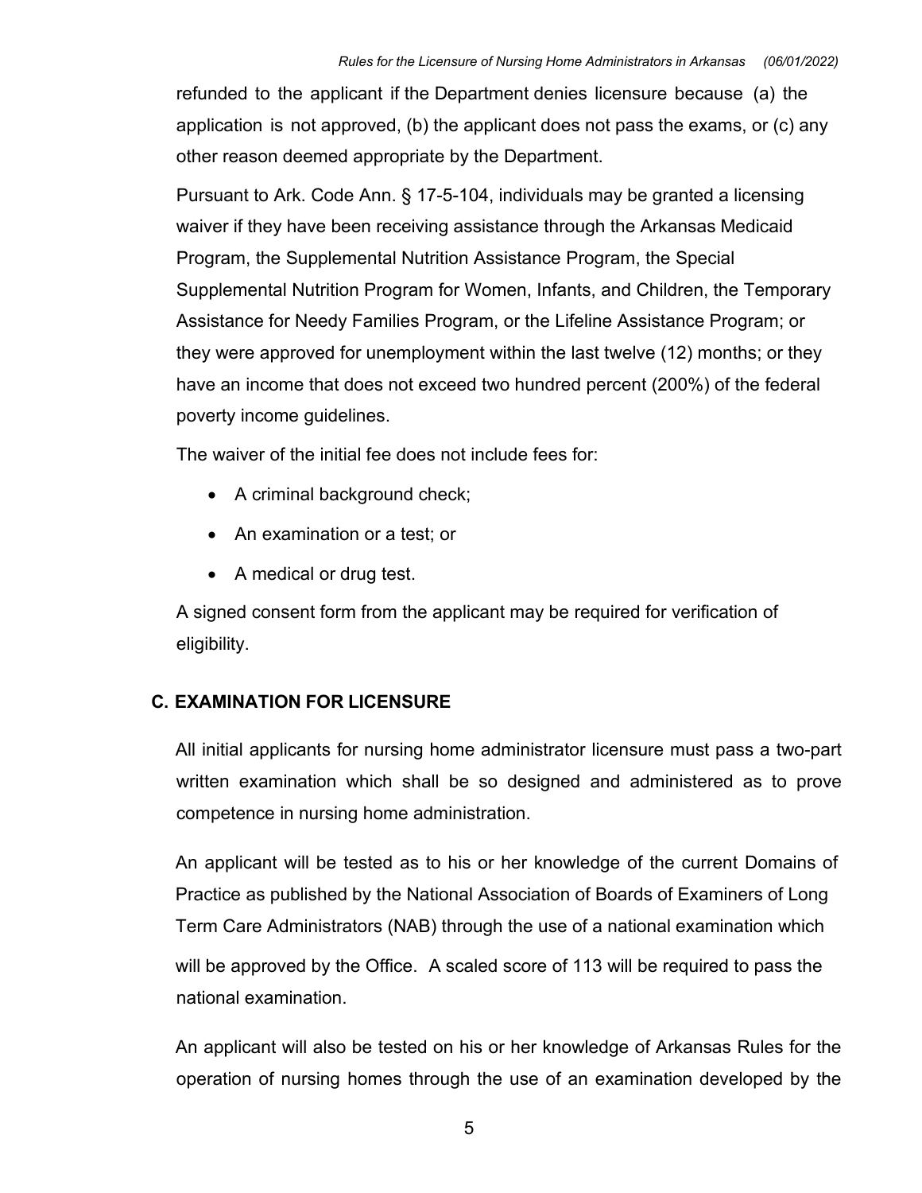refunded to the applicant if the Department denies licensure because (a) the application is not approved, (b) the applicant does not pass the exams, or (c) any other reason deemed appropriate by the Department.

Pursuant to Ark. Code Ann. § 17-5-104, individuals may be granted a licensing waiver if they have been receiving assistance through the Arkansas Medicaid Program, the Supplemental Nutrition Assistance Program, the Special Supplemental Nutrition Program for Women, Infants, and Children, the Temporary Assistance for Needy Families Program, or the Lifeline Assistance Program; or they were approved for unemployment within the last twelve (12) months; or they have an income that does not exceed two hundred percent (200%) of the federal poverty income guidelines.

The waiver of the initial fee does not include fees for:

- A criminal background check;
- An examination or a test; or
- A medical or drug test.

A signed consent form from the applicant may be required for verification of eligibility.

## C. EXAMINATION FOR LICENSURE

All initial applicants for nursing home administrator licensure must pass a two-part written examination which shall be so designed and administered as to prove competence in nursing home administration.

An applicant will be tested as to his or her knowledge of the current Domains of Practice as published by the National Association of Boards of Examiners of Long Term Care Administrators (NAB) through the use of a national examination which will be approved by the Office. A scaled score of 113 will be required to pass the national examination.

An applicant will also be tested on his or her knowledge of Arkansas Rules for the operation of nursing homes through the use of an examination developed by the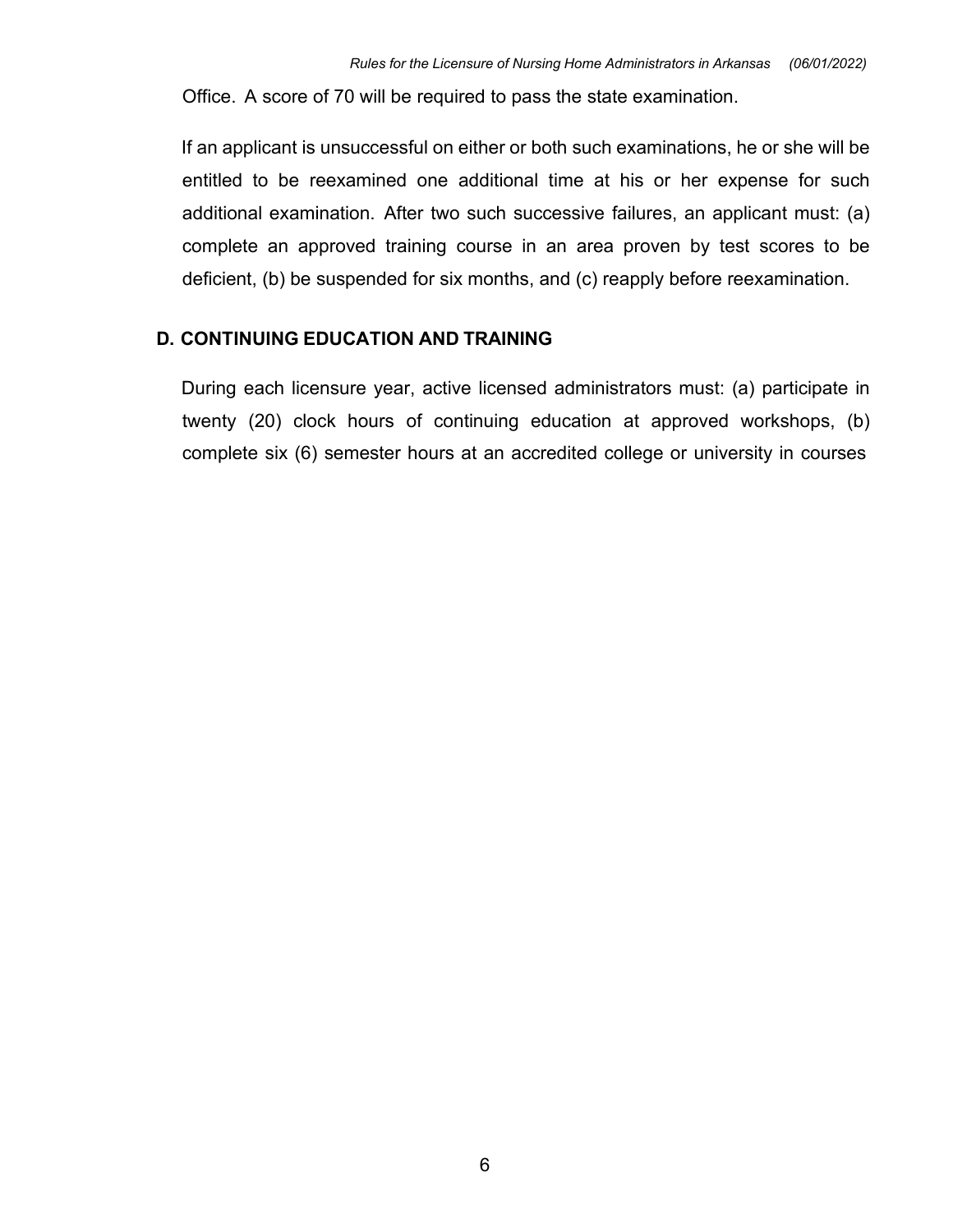Office. A score of 70 will be required to pass the state examination.

If an applicant is unsuccessful on either or both such examinations, he or she will be entitled to be reexamined one additional time at his or her expense for such additional examination. After two such successive failures, an applicant must: (a) complete an approved training course in an area proven by test scores to be deficient, (b) be suspended for six months, and (c) reapply before reexamination.

## D. CONTINUING EDUCATION AND TRAINING

During each licensure year, active licensed administrators must: (a) participate in twenty (20) clock hours of continuing education at approved workshops, (b) complete six (6) semester hours at an accredited college or university in courses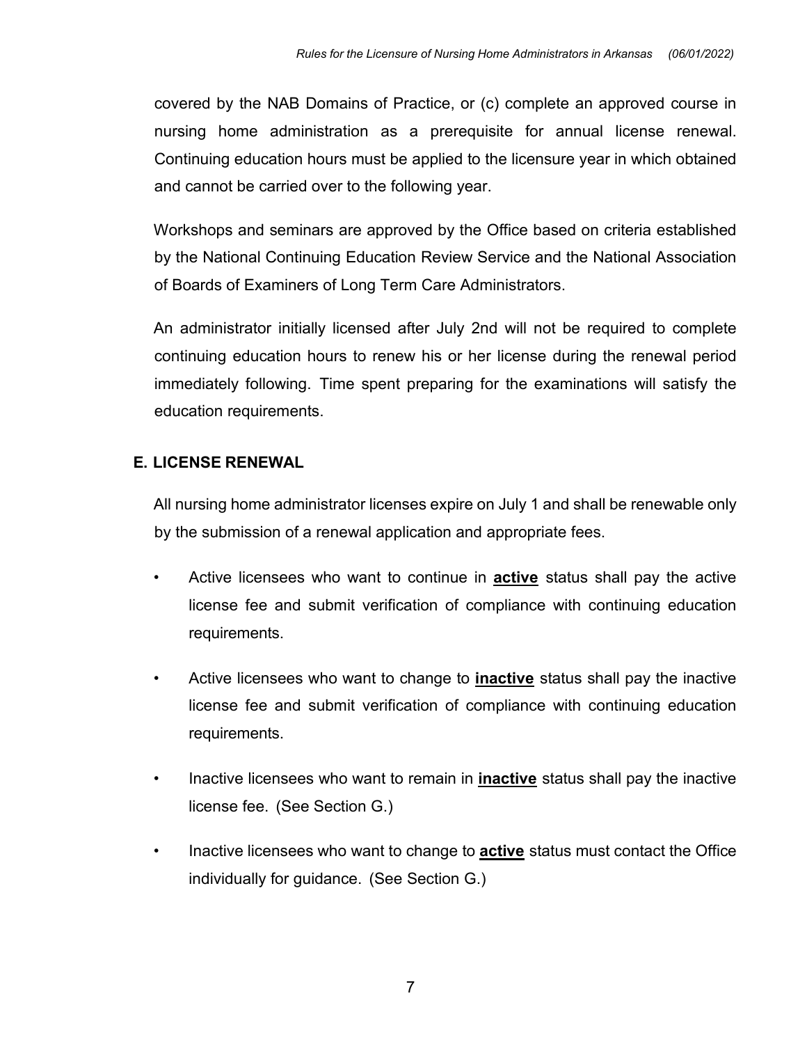covered by the NAB Domains of Practice, or (c) complete an approved course in nursing home administration as a prerequisite for annual license renewal. Continuing education hours must be applied to the licensure year in which obtained and cannot be carried over to the following year.

Workshops and seminars are approved by the Office based on criteria established by the National Continuing Education Review Service and the National Association of Boards of Examiners of Long Term Care Administrators.

An administrator initially licensed after July 2nd will not be required to complete continuing education hours to renew his or her license during the renewal period immediately following. Time spent preparing for the examinations will satisfy the education requirements.

## E. LICENSE RENEWAL

All nursing home administrator licenses expire on July 1 and shall be renewable only by the submission of a renewal application and appropriate fees.

- Active licensees who want to continue in **active** status shall pay the active license fee and submit verification of compliance with continuing education requirements.
- Active licensees who want to change to **inactive** status shall pay the inactive license fee and submit verification of compliance with continuing education requirements.
- Inactive licensees who want to remain in **inactive** status shall pay the inactive license fee. (See Section G.)
- Inactive licensees who want to change to **active** status must contact the Office individually for guidance. (See Section G.)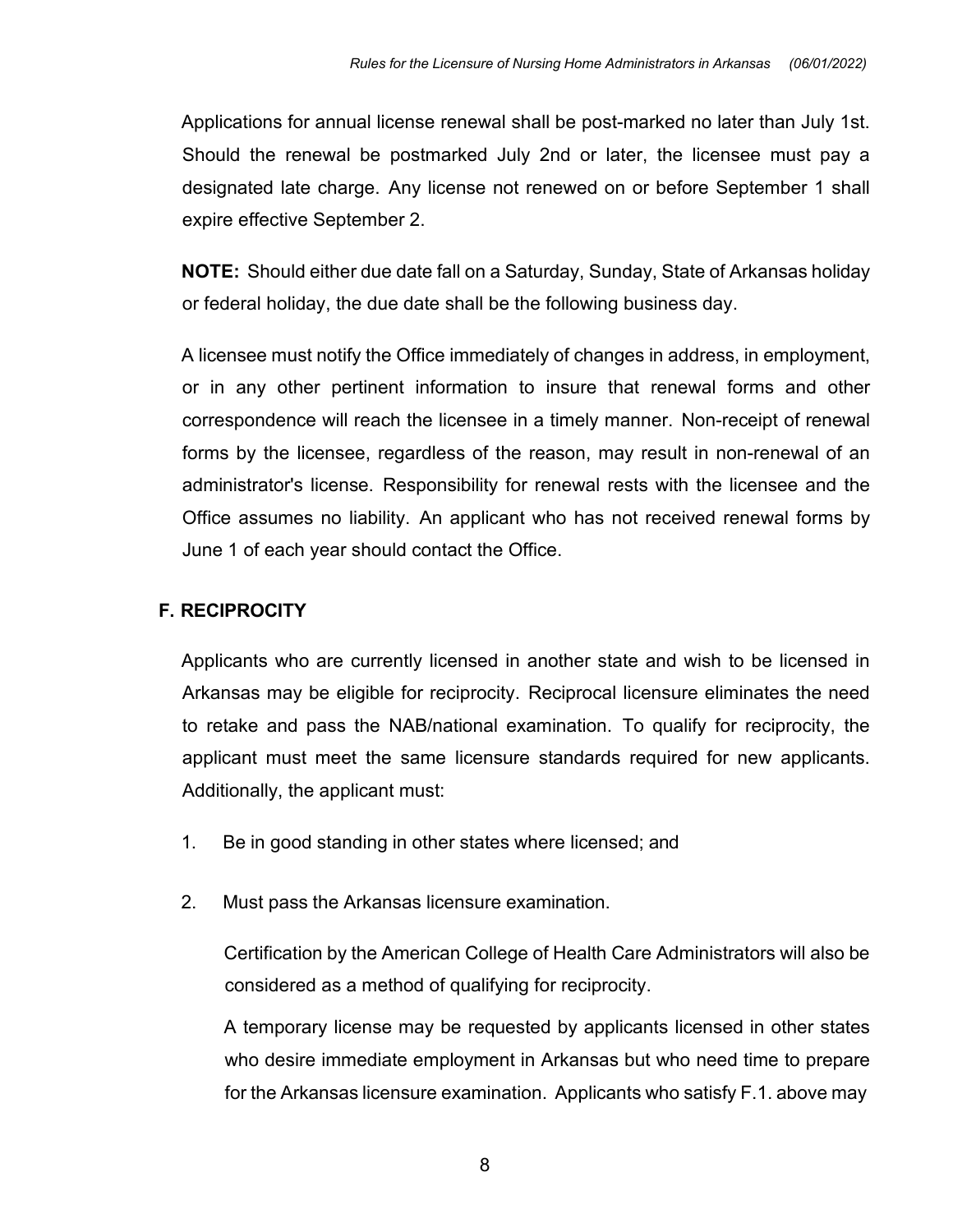Applications for annual license renewal shall be post-marked no later than July 1st. Should the renewal be postmarked July 2nd or later, the licensee must pay a designated late charge. Any license not renewed on or before September 1 shall expire effective September 2.

**NOTE:** Should either due date fall on a Saturday, Sunday, State of Arkansas holiday or federal holiday, the due date shall be the following business day.

A licensee must notify the Office immediately of changes in address, in employment, or in any other pertinent information to insure that renewal forms and other correspondence will reach the licensee in a timely manner. Non-receipt of renewal forms by the licensee, regardless of the reason, may result in non-renewal of an administrator's license. Responsibility for renewal rests with the licensee and the Office assumes no liability. An applicant who has not received renewal forms by June 1 of each year should contact the Office.

## F. RECIPROCITY

Applicants who are currently licensed in another state and wish to be licensed in Arkansas may be eligible for reciprocity. Reciprocal licensure eliminates the need to retake and pass the NAB/national examination. To qualify for reciprocity, the applicant must meet the same licensure standards required for new applicants. Additionally, the applicant must:

1. Be in good standing in other states where licensed; and

2. Must pass the Arkansas licensure examination.

   Certification by the American College of Health Care Administrators will also be considered as a method of qualifying for reciprocity.

   A temporary license may be requested by applicants licensed in other states who desire immediate employment in Arkansas but who need time to prepare for the Arkansas licensure examination. Applicants who satisfy F.1. above may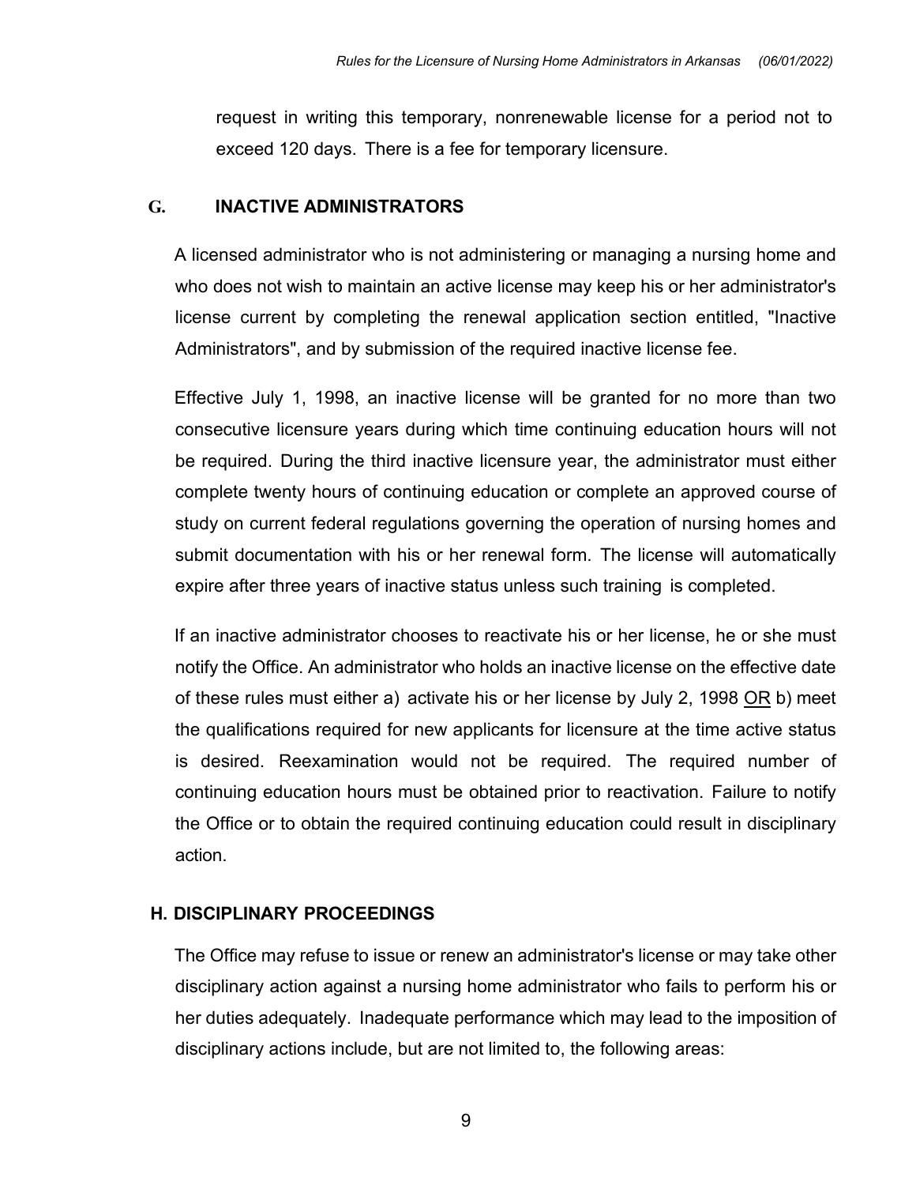request in writing this temporary, nonrenewable license for a period not to exceed 120 days. There is a fee for temporary licensure.

## G. INACTIVE ADMINISTRATORS

A licensed administrator who is not administering or managing a nursing home and who does not wish to maintain an active license may keep his or her administrator's license current by completing the renewal application section entitled, "Inactive Administrators", and by submission of the required inactive license fee.

Effective July 1, 1998, an inactive license will be granted for no more than two consecutive licensure years during which time continuing education hours will not be required. During the third inactive licensure year, the administrator must either complete twenty hours of continuing education or complete an approved course of study on current federal regulations governing the operation of nursing homes and submit documentation with his or her renewal form. The license will automatically expire after three years of inactive status unless such training is completed.

If an inactive administrator chooses to reactivate his or her license, he or she must notify the Office. An administrator who holds an inactive license on the effective date of these rules must either a) activate his or her license by July 2, 1998 <u>OR</u> b) meet the qualifications required for new applicants for licensure at the time active status is desired. Reexamination would not be required. The required number of continuing education hours must be obtained prior to reactivation. Failure to notify the Office or to obtain the required continuing education could result in disciplinary action.

## H. DISCIPLINARY PROCEEDINGS

The Office may refuse to issue or renew an administrator's license or may take other disciplinary action against a nursing home administrator who fails to perform his or her duties adequately. Inadequate performance which may lead to the imposition of disciplinary actions include, but are not limited to, the following areas: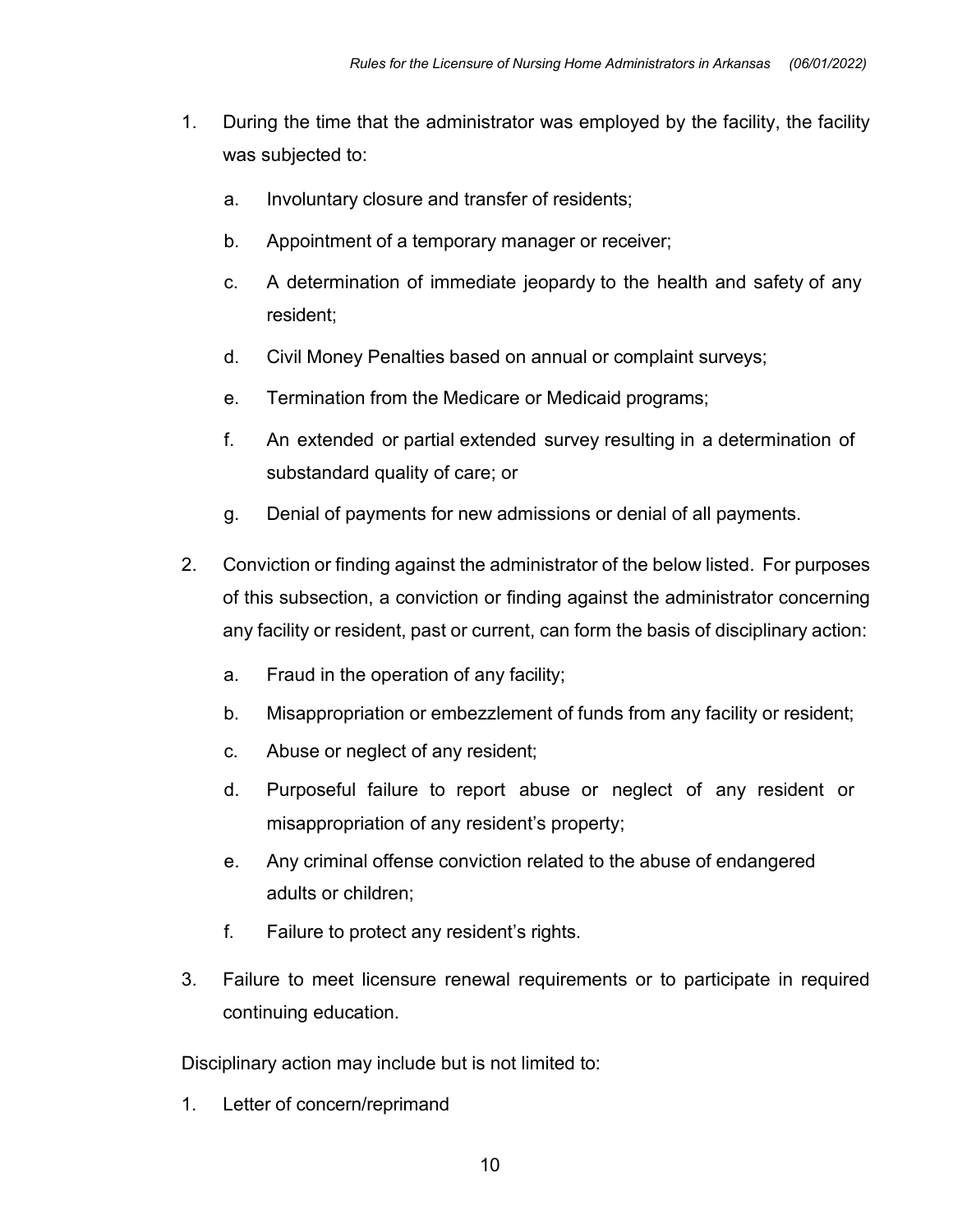1. During the time that the administrator was employed by the facility, the facility was subjected to:

   a. Involuntary closure and transfer of residents;

   b. Appointment of a temporary manager or receiver;

   c. A determination of immediate jeopardy to the health and safety of any resident;

   d. Civil Money Penalties based on annual or complaint surveys;

   e. Termination from the Medicare or Medicaid programs;

   f. An extended or partial extended survey resulting in a determination of substandard quality of care; or

   g. Denial of payments for new admissions or denial of all payments.

2. Conviction or finding against the administrator of the below listed. For purposes of this subsection, a conviction or finding against the administrator concerning any facility or resident, past or current, can form the basis of disciplinary action:

   a. Fraud in the operation of any facility;

   b. Misappropriation or embezzlement of funds from any facility or resident;

   c. Abuse or neglect of any resident;

   d. Purposeful failure to report abuse or neglect of any resident or misappropriation of any resident's property;

   e. Any criminal offense conviction related to the abuse of endangered adults or children;

   f. Failure to protect any resident's rights.

3. Failure to meet licensure renewal requirements or to participate in required continuing education.

Disciplinary action may include but is not limited to:

1. Letter of concern/reprimand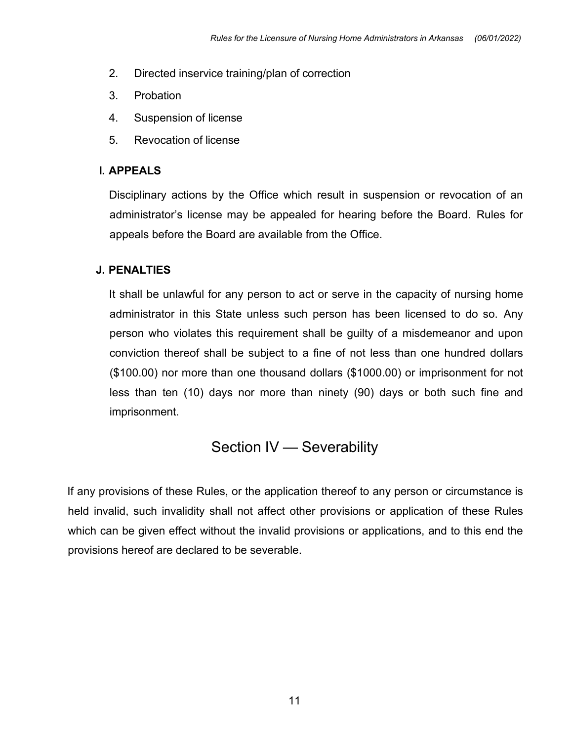2. Directed inservice training/plan of correction
3. Probation
4. Suspension of license
5. Revocation of license

### I. APPEALS

Disciplinary actions by the Office which result in suspension or revocation of an administrator's license may be appealed for hearing before the Board. Rules for appeals before the Board are available from the Office.

### J. PENALTIES

It shall be unlawful for any person to act or serve in the capacity of nursing home administrator in this State unless such person has been licensed to do so. Any person who violates this requirement shall be guilty of a misdemeanor and upon conviction thereof shall be subject to a fine of not less than one hundred dollars ($100.00) nor more than one thousand dollars ($1000.00) or imprisonment for not less than ten (10) days nor more than ninety (90) days or both such fine and imprisonment.

## Section IV — Severability

If any provisions of these Rules, or the application thereof to any person or circumstance is held invalid, such invalidity shall not affect other provisions or application of these Rules which can be given effect without the invalid provisions or applications, and to this end the provisions hereof are declared to be severable.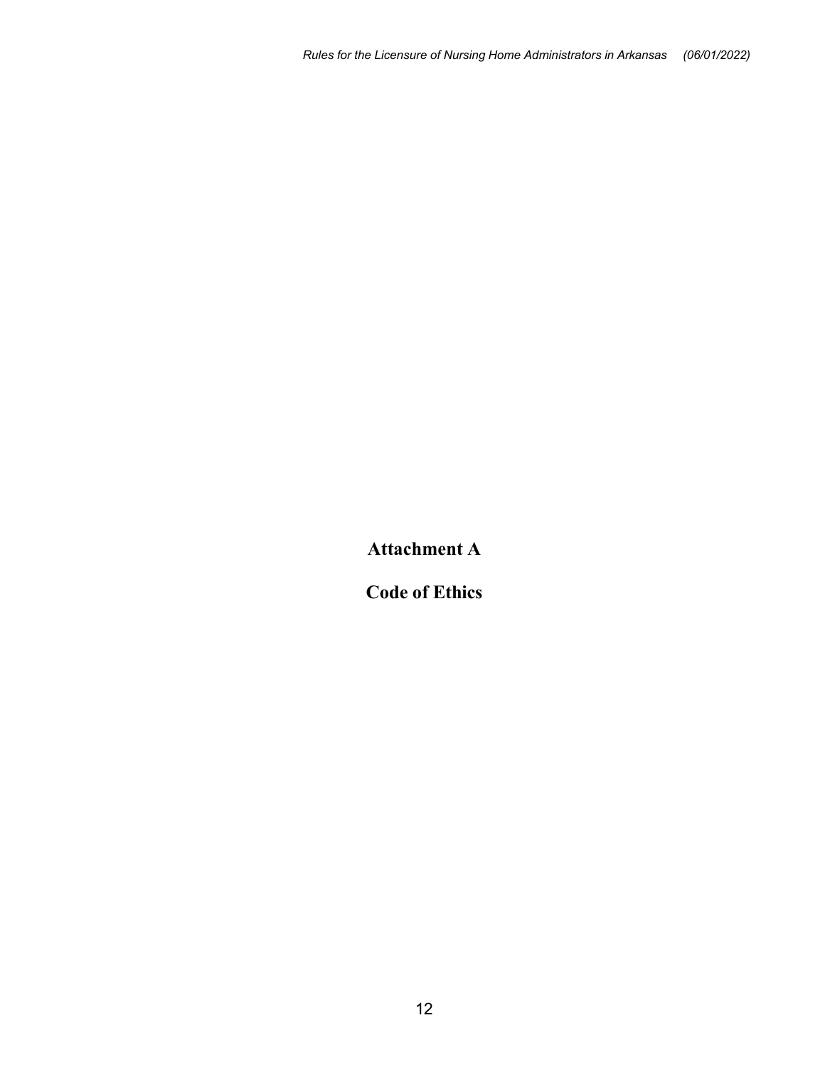# Attachment A

# Code of Ethics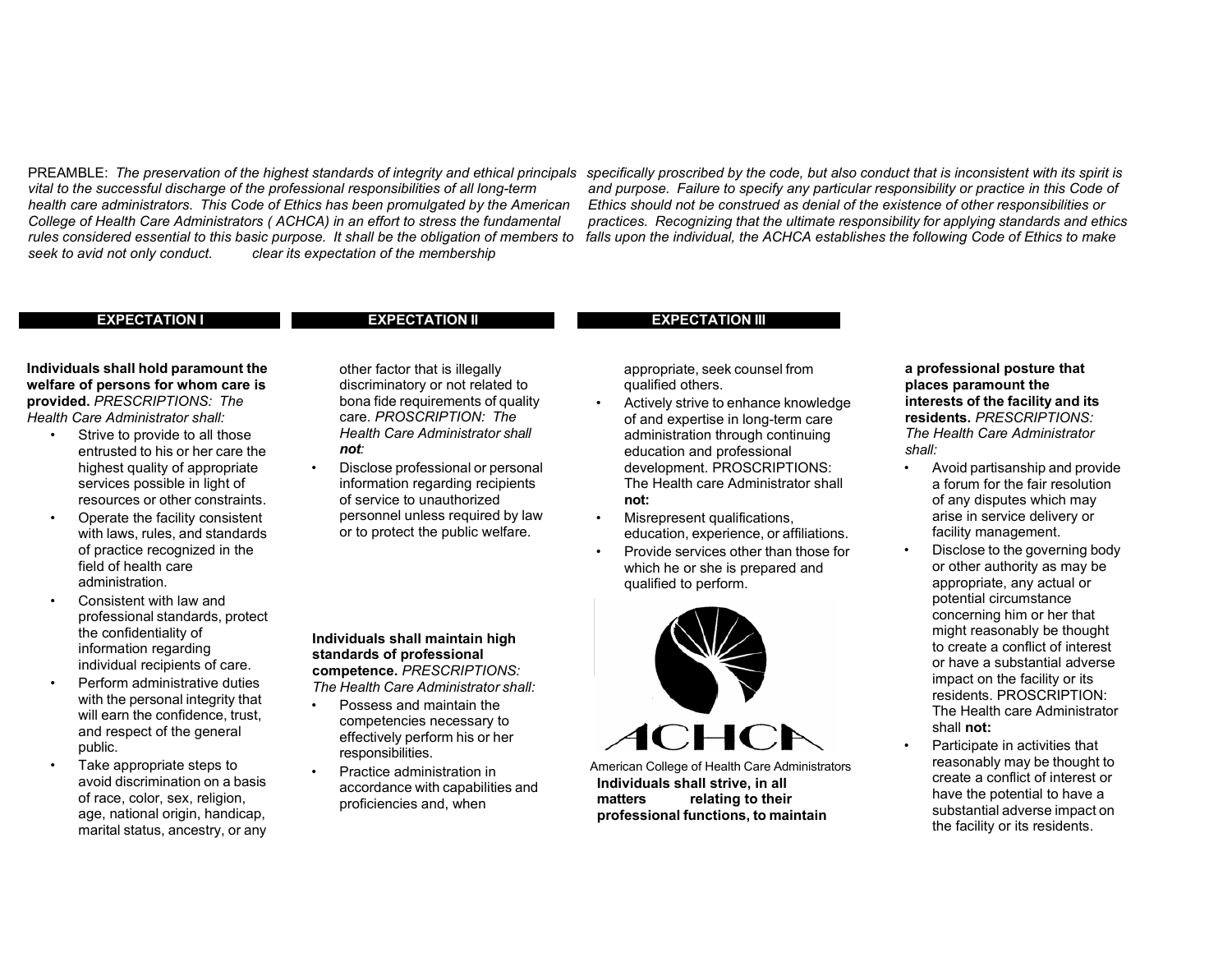PREAMBLE: *The preservation of the highest standards of integrity and ethical principals vital to the successful discharge of the professional responsibilities of all long-term health care administrators. This Code of Ethics has been promulgated by the American College of Health Care Administrators ( ACHCA) in an effort to stress the fundamental rules considered essential to this basic purpose. It shall be the obligation of members to seek to avid not only conduct. specifically proscribed by the code, but also conduct that is inconsistent with its spirit is and purpose. Failure to specify any particular responsibility or practice in this Code of Ethics should not be construed as denial of the existence of other responsibilities or practices. Recognizing that the ultimate responsibility for applying standards and ethics falls upon the individual, the ACHCA establishes the following Code of Ethics to make clear its expectation of the membership*

## EXPECTATION I

**Individuals shall hold paramount the welfare of persons for whom care is provided.** *PRESCRIPTIONS: The Health Care Administrator shall:*

- Strive to provide to all those entrusted to his or her care the highest quality of appropriate services possible in light of resources or other constraints.
- Operate the facility consistent with laws, rules, and standards of practice recognized in the field of health care administration.
- Consistent with law and professional standards, protect the confidentiality of information regarding individual recipients of care.
- Perform administrative duties with the personal integrity that will earn the confidence, trust, and respect of the general public.
- Take appropriate steps to avoid discrimination on a basis of race, color, sex, religion, age, national origin, handicap, marital status, ancestry, or any other factor that is illegally discriminatory or not related to bona fide requirements of quality care. *PROSCRIPTION: The Health Care Administrator shall **not**:*
- Disclose professional or personal information regarding recipients of service to unauthorized personnel unless required by law or to protect the public welfare.

## EXPECTATION II

**Individuals shall maintain high standards of professional competence.** *PRESCRIPTIONS: The Health Care Administrator shall:*

- Possess and maintain the competencies necessary to effectively perform his or her responsibilities.
- Practice administration in accordance with capabilities and proficiencies and, when appropriate, seek counsel from qualified others.
- Actively strive to enhance knowledge of and expertise in long-term care administration through continuing education and professional development. PROSCRIPTIONS: The Health care Administrator shall **not:**
- Misrepresent qualifications, education, experience, or affiliations.
- Provide services other than those for which he or she is prepared and qualified to perform.

## EXPECTATION III

American College of Health Care Administrators

**Individuals shall strive, in all matters relating to their professional functions, to maintain a professional posture that places paramount the interests of the facility and its residents.** *PRESCRIPTIONS: The Health Care Administrator shall:*

- Avoid partisanship and provide a forum for the fair resolution of any disputes which may arise in service delivery or facility management.
- Disclose to the governing body or other authority as may be appropriate, any actual or potential circumstance concerning him or her that might reasonably be thought to create a conflict of interest or have a substantial adverse impact on the facility or its residents. PROSCRIPTION: The Health care Administrator shall **not:**
- Participate in activities that reasonably may be thought to create a conflict of interest or have the potential to have a substantial adverse impact on the facility or its residents.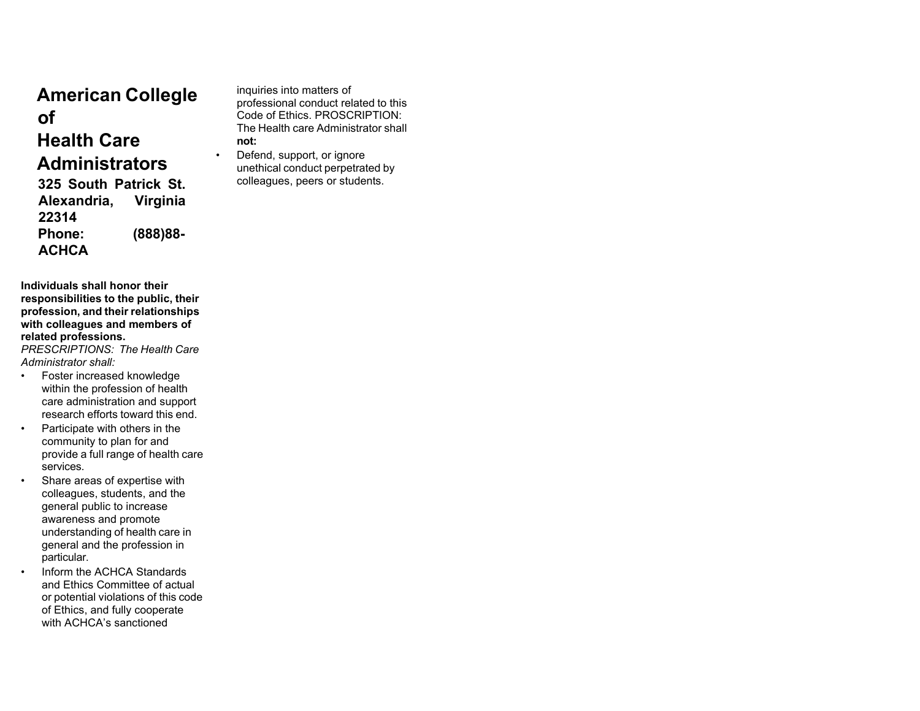## American College of Health Care Administrators

**325 South Patrick St.**
**Alexandria, Virginia 22314**
**Phone: (888)88-ACHCA**

**Individuals shall honor their responsibilities to the public, their profession, and their relationships with colleagues and members of related professions.**

*PRESCRIPTIONS: The Health Care Administrator shall:*

- Foster increased knowledge within the profession of health care administration and support research efforts toward this end.
- Participate with others in the community to plan for and provide a full range of health care services.
- Share areas of expertise with colleagues, students, and the general public to increase awareness and promote understanding of health care in general and the profession in particular.
- Inform the ACHCA Standards and Ethics Committee of actual or potential violations of this code of Ethics, and fully cooperate with ACHCA's sanctioned inquiries into matters of professional conduct related to this Code of Ethics. PROSCRIPTION: The Health care Administrator shall **not:**
- Defend, support, or ignore unethical conduct perpetrated by colleagues, peers or students.